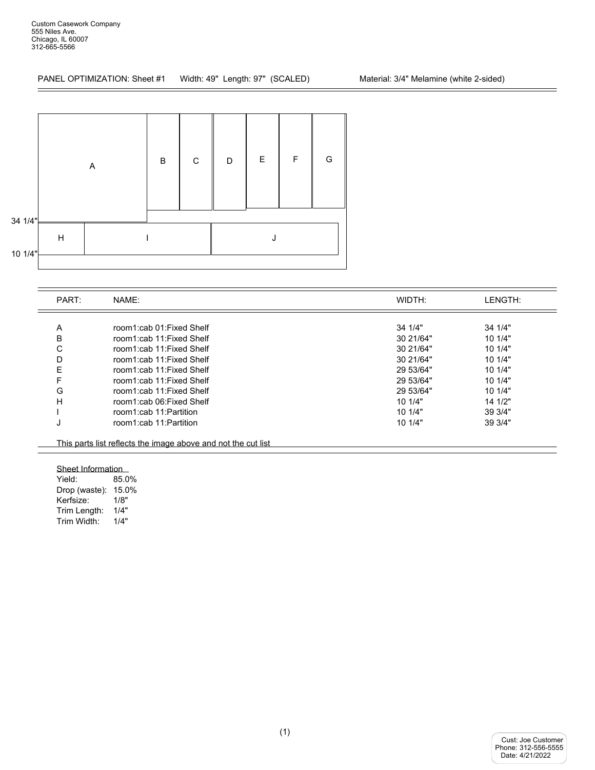Custom Casework Company
555 Niles Ave.
Chicago, IL 60007
312-665-5566

PANEL OPTIMIZATION: Sheet #1 Width: 49" Length: 97" (SCALED) Material: 3/4" Melamine (white 2-sided)

34 1/4"

10 1/4"

| PART: | NAME: | WIDTH: | LENGTH: |
|---|---|---|---|
| A | room1:cab 01:Fixed Shelf | 34 1/4" | 34 1/4" |
| B | room1:cab 11:Fixed Shelf | 30 21/64" | 10 1/4" |
| C | room1:cab 11:Fixed Shelf | 30 21/64" | 10 1/4" |
| D | room1:cab 11:Fixed Shelf | 30 21/64" | 10 1/4" |
| E | room1:cab 11:Fixed Shelf | 29 53/64" | 10 1/4" |
| F | room1:cab 11:Fixed Shelf | 29 53/64" | 10 1/4" |
| G | room1:cab 11:Fixed Shelf | 29 53/64" | 10 1/4" |
| H | room1:cab 06:Fixed Shelf | 10 1/4" | 14 1/2" |
| I | room1:cab 11:Partition | 10 1/4" | 39 3/4" |
| J | room1:cab 11:Partition | 10 1/4" | 39 3/4" |

This parts list reflects the image above and not the cut list

Sheet Information

| | |
|---|---|
| Yield: | 85.0% |
| Drop (waste): | 15.0% |
| Kerfsize: | 1/8" |
| Trim Length: | 1/4" |
| Trim Width: | 1/4" |

Cust: Joe Customer
Phone: 312-556-5555
Date: 4/21/2022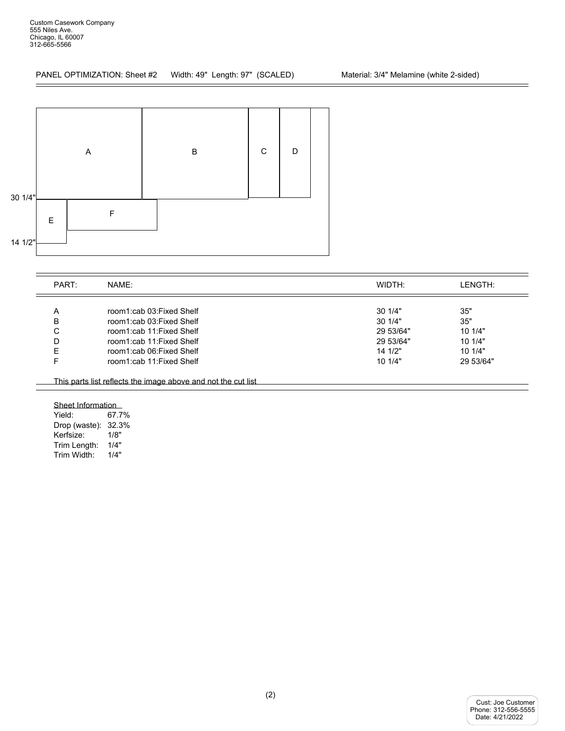Custom Casework Company
555 Niles Ave.
Chicago, IL 60007
312-665-5566

PANEL OPTIMIZATION: Sheet #2 Width: 49" Length: 97" (SCALED) Material: 3/4" Melamine (white 2-sided)

A B C D

30 1/4"

E F

14 1/2"

| PART: | NAME: | WIDTH: | LENGTH: |
|---|---|---|---|
| A | room1:cab 03:Fixed Shelf | 30 1/4" | 35" |
| B | room1:cab 03:Fixed Shelf | 30 1/4" | 35" |
| C | room1:cab 11:Fixed Shelf | 29 53/64" | 10 1/4" |
| D | room1:cab 11:Fixed Shelf | 29 53/64" | 10 1/4" |
| E | room1:cab 06:Fixed Shelf | 14 1/2" | 10 1/4" |
| F | room1:cab 11:Fixed Shelf | 10 1/4" | 29 53/64" |

This parts list reflects the image above and not the cut list

Sheet Information

Yield: 67.7%
Drop (waste): 32.3%
Kerfsize: 1/8"
Trim Length: 1/4"
Trim Width: 1/4"

Cust: Joe Customer
Phone: 312-556-5555
Date: 4/21/2022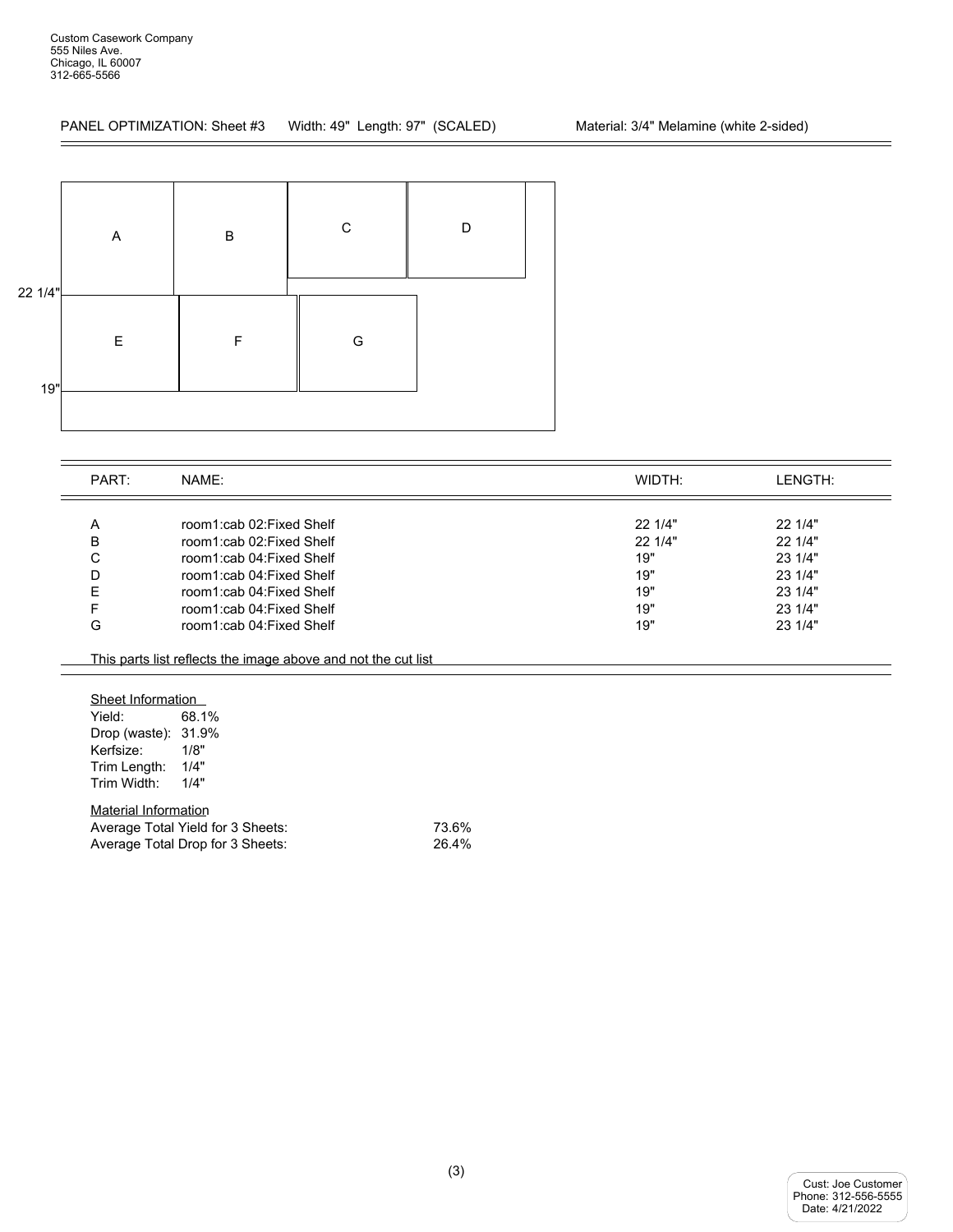Custom Casework Company
555 Niles Ave.
Chicago, IL 60007
312-665-5566

PANEL OPTIMIZATION: Sheet #3 Width: 49" Length: 97" (SCALED) Material: 3/4" Melamine (white 2-sided)

A
B
C
D
22 1/4"
E
F
G
19"

| PART: | NAME: | WIDTH: | LENGTH: |
|---|---|---|---|
| A | room1:cab 02:Fixed Shelf | 22 1/4" | 22 1/4" |
| B | room1:cab 02:Fixed Shelf | 22 1/4" | 22 1/4" |
| C | room1:cab 04:Fixed Shelf | 19" | 23 1/4" |
| D | room1:cab 04:Fixed Shelf | 19" | 23 1/4" |
| E | room1:cab 04:Fixed Shelf | 19" | 23 1/4" |
| F | room1:cab 04:Fixed Shelf | 19" | 23 1/4" |
| G | room1:cab 04:Fixed Shelf | 19" | 23 1/4" |

This parts list reflects the image above and not the cut list

**Sheet Information**

| | |
|---|---|
| Yield: | 68.1% |
| Drop (waste): | 31.9% |
| Kerfsize: | 1/8" |
| Trim Length: | 1/4" |
| Trim Width: | 1/4" |

**Material Information**

| | |
|---|---|
| Average Total Yield for 3 Sheets: | 73.6% |
| Average Total Drop for 3 Sheets: | 26.4% |

Cust: Joe Customer
Phone: 312-556-5555
Date: 4/21/2022